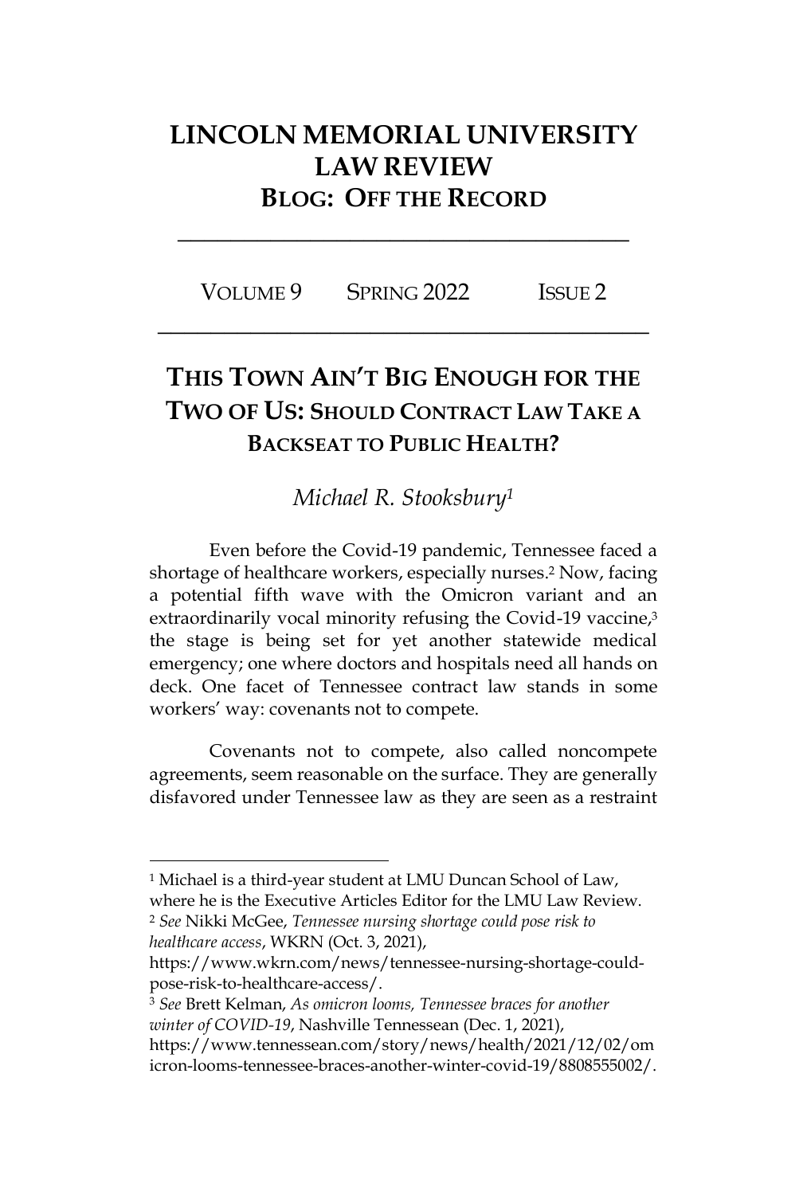# LINCOLN MEMORIAL UNIVERSITY LAW REVIEW

## BLOG: OFF THE RECORD

VOLUME 9 SPRING 2022 ISSUE 2

## THIS TOWN AIN'T BIG ENOUGH FOR THE TWO OF US: SHOULD CONTRACT LAW TAKE A BACKSEAT TO PUBLIC HEALTH?

*Michael R. Stooksbury*[1]

Even before the Covid-19 pandemic, Tennessee faced a shortage of healthcare workers, especially nurses.[2] Now, facing a potential fifth wave with the Omicron variant and an extraordinarily vocal minority refusing the Covid-19 vaccine,[3] the stage is being set for yet another statewide medical emergency; one where doctors and hospitals need all hands on deck. One facet of Tennessee contract law stands in some workers' way: covenants not to compete.

Covenants not to compete, also called noncompete agreements, seem reasonable on the surface. They are generally disfavored under Tennessee law as they are seen as a restraint

---

[1] Michael is a third-year student at LMU Duncan School of Law, where he is the Executive Articles Editor for the LMU Law Review.

[2] *See* Nikki McGee, *Tennessee nursing shortage could pose risk to healthcare access*, WKRN (Oct. 3, 2021), https://www.wkrn.com/news/tennessee-nursing-shortage-could-pose-risk-to-healthcare-access/.

[3] *See* Brett Kelman, *As omicron looms, Tennessee braces for another winter of COVID-19*, Nashville Tennessean (Dec. 1, 2021), https://www.tennessean.com/story/news/health/2021/12/02/omicron-looms-tennessee-braces-another-winter-covid-19/8808555002/.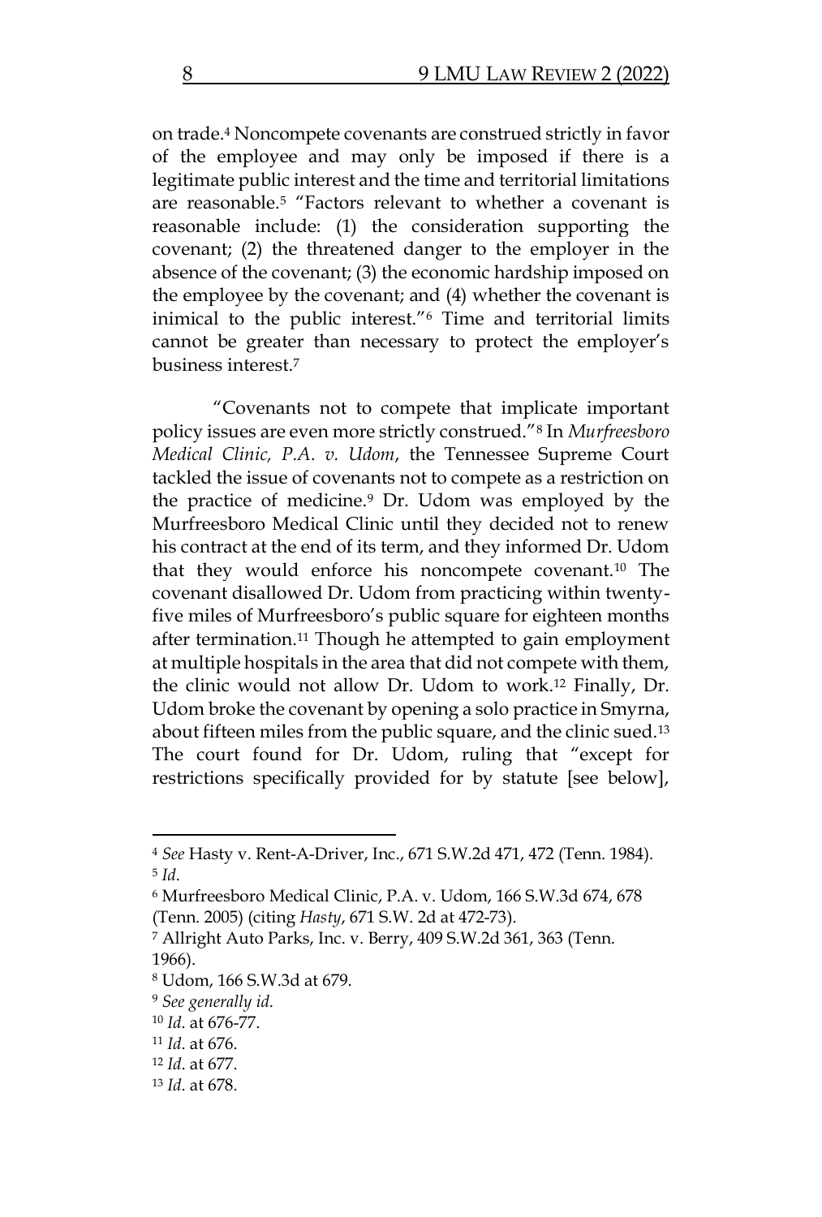on trade.[4] Noncompete covenants are construed strictly in favor of the employee and may only be imposed if there is a legitimate public interest and the time and territorial limitations are reasonable.[5] "Factors relevant to whether a covenant is reasonable include: (1) the consideration supporting the covenant; (2) the threatened danger to the employer in the absence of the covenant; (3) the economic hardship imposed on the employee by the covenant; and (4) whether the covenant is inimical to the public interest."[6] Time and territorial limits cannot be greater than necessary to protect the employer's business interest.[7]

"Covenants not to compete that implicate important policy issues are even more strictly construed."[8] In *Murfreesboro Medical Clinic, P.A. v. Udom*, the Tennessee Supreme Court tackled the issue of covenants not to compete as a restriction on the practice of medicine.[9] Dr. Udom was employed by the Murfreesboro Medical Clinic until they decided not to renew his contract at the end of its term, and they informed Dr. Udom that they would enforce his noncompete covenant.[10] The covenant disallowed Dr. Udom from practicing within twenty-five miles of Murfreesboro's public square for eighteen months after termination.[11] Though he attempted to gain employment at multiple hospitals in the area that did not compete with them, the clinic would not allow Dr. Udom to work.[12] Finally, Dr. Udom broke the covenant by opening a solo practice in Smyrna, about fifteen miles from the public square, and the clinic sued.[13] The court found for Dr. Udom, ruling that "except for restrictions specifically provided for by statute [see below],

---

[4] *See* Hasty v. Rent-A-Driver, Inc., 671 S.W.2d 471, 472 (Tenn. 1984).

[5] *Id*.

[6] Murfreesboro Medical Clinic, P.A. v. Udom, 166 S.W.3d 674, 678 (Tenn. 2005) (citing *Hasty*, 671 S.W. 2d at 472-73).

[7] Allright Auto Parks, Inc. v. Berry, 409 S.W.2d 361, 363 (Tenn. 1966).

[8] Udom, 166 S.W.3d at 679.

[9] *See generally id*.

[10] *Id*. at 676-77.

[11] *Id*. at 676.

[12] *Id*. at 677.

[13] *Id*. at 678.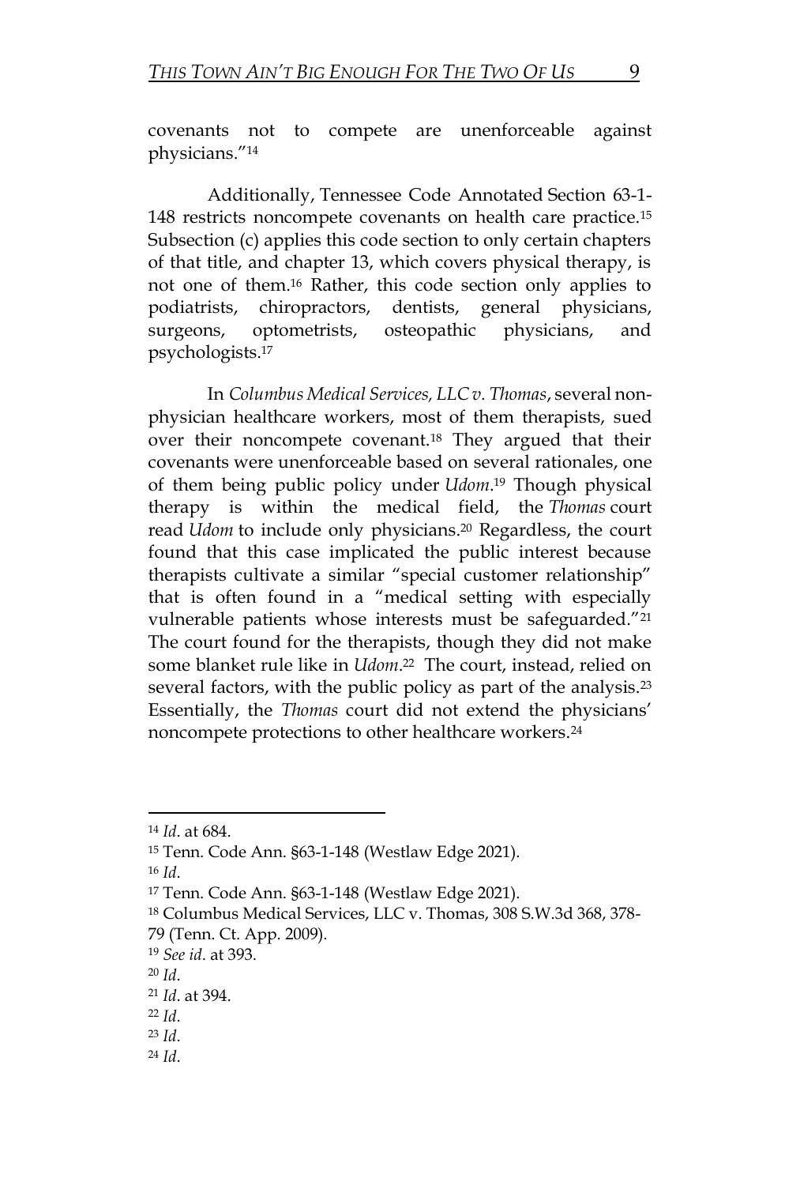covenants not to compete are unenforceable against physicians."[14]

Additionally, Tennessee Code Annotated Section 63-1-148 restricts noncompete covenants on health care practice.[15] Subsection (c) applies this code section to only certain chapters of that title, and chapter 13, which covers physical therapy, is not one of them.[16] Rather, this code section only applies to podiatrists, chiropractors, dentists, general physicians, surgeons, optometrists, osteopathic physicians, and psychologists.[17]

In *Columbus Medical Services, LLC v. Thomas*, several non-physician healthcare workers, most of them therapists, sued over their noncompete covenant.[18] They argued that their covenants were unenforceable based on several rationales, one of them being public policy under *Udom*.[19] Though physical therapy is within the medical field, the *Thomas* court read *Udom* to include only physicians.[20] Regardless, the court found that this case implicated the public interest because therapists cultivate a similar "special customer relationship" that is often found in a "medical setting with especially vulnerable patients whose interests must be safeguarded."[21] The court found for the therapists, though they did not make some blanket rule like in *Udom*.[22] The court, instead, relied on several factors, with the public policy as part of the analysis.[23] Essentially, the *Thomas* court did not extend the physicians' noncompete protections to other healthcare workers.[24]

---

[14] *Id*. at 684.

[15] Tenn. Code Ann. §63-1-148 (Westlaw Edge 2021).

[16] *Id*.

[17] Tenn. Code Ann. §63-1-148 (Westlaw Edge 2021).

[18] Columbus Medical Services, LLC v. Thomas, 308 S.W.3d 368, 378-79 (Tenn. Ct. App. 2009).

[19] *See id*. at 393.

[20] *Id*.

[21] *Id*. at 394.

[22] *Id*.

[23] *Id*.

[24] *Id*.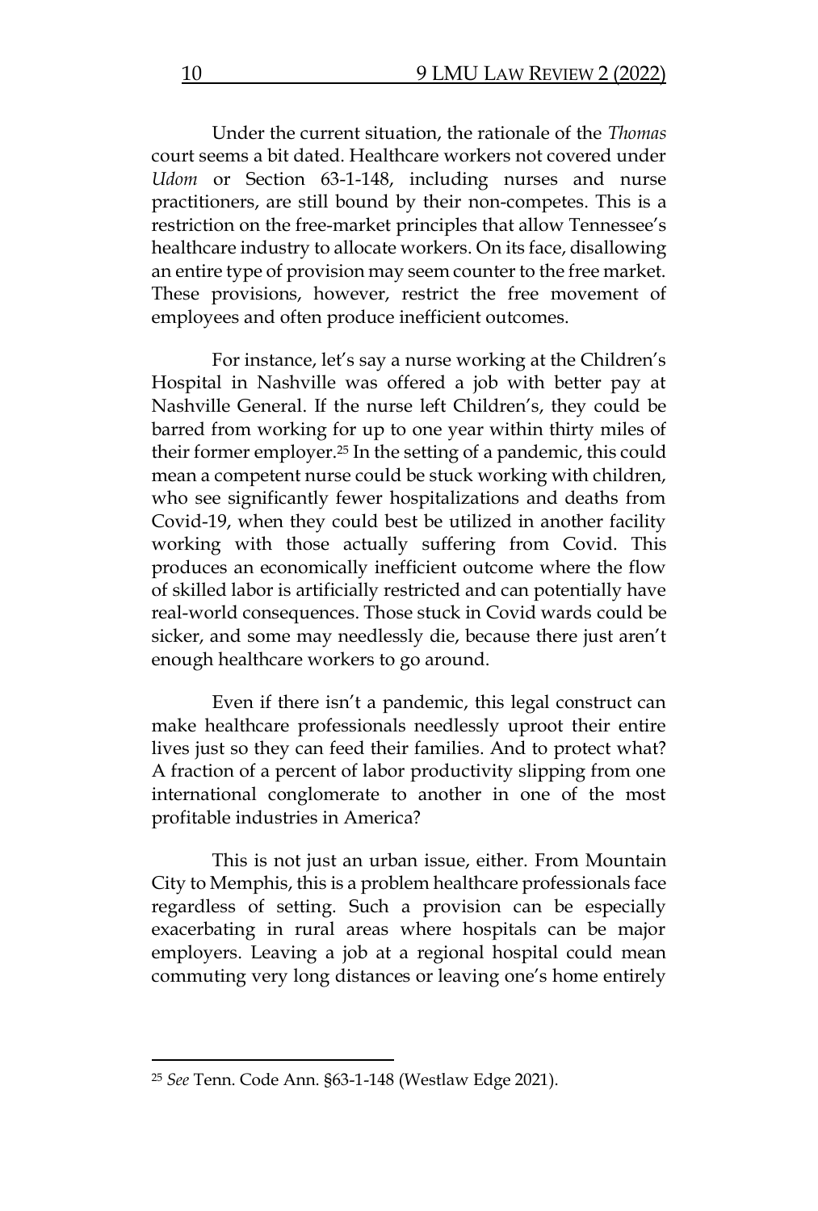Under the current situation, the rationale of the *Thomas* court seems a bit dated. Healthcare workers not covered under *Udom* or Section 63-1-148, including nurses and nurse practitioners, are still bound by their non-competes. This is a restriction on the free-market principles that allow Tennessee's healthcare industry to allocate workers. On its face, disallowing an entire type of provision may seem counter to the free market. These provisions, however, restrict the free movement of employees and often produce inefficient outcomes.

For instance, let's say a nurse working at the Children's Hospital in Nashville was offered a job with better pay at Nashville General. If the nurse left Children's, they could be barred from working for up to one year within thirty miles of their former employer.[25] In the setting of a pandemic, this could mean a competent nurse could be stuck working with children, who see significantly fewer hospitalizations and deaths from Covid-19, when they could best be utilized in another facility working with those actually suffering from Covid. This produces an economically inefficient outcome where the flow of skilled labor is artificially restricted and can potentially have real-world consequences. Those stuck in Covid wards could be sicker, and some may needlessly die, because there just aren't enough healthcare workers to go around.

Even if there isn't a pandemic, this legal construct can make healthcare professionals needlessly uproot their entire lives just so they can feed their families. And to protect what? A fraction of a percent of labor productivity slipping from one international conglomerate to another in one of the most profitable industries in America?

This is not just an urban issue, either. From Mountain City to Memphis, this is a problem healthcare professionals face regardless of setting. Such a provision can be especially exacerbating in rural areas where hospitals can be major employers. Leaving a job at a regional hospital could mean commuting very long distances or leaving one's home entirely

---

[25] *See* Tenn. Code Ann. §63-1-148 (Westlaw Edge 2021).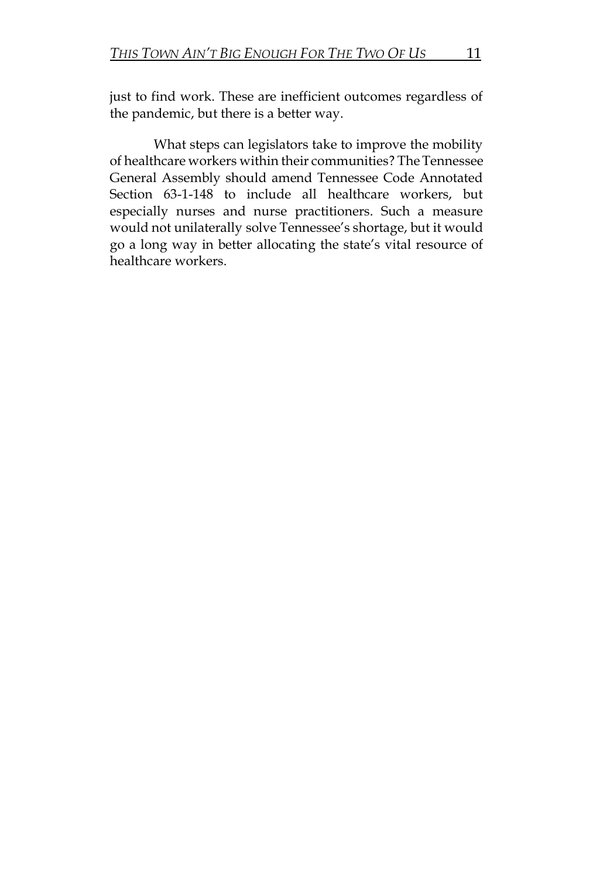just to find work. These are inefficient outcomes regardless of the pandemic, but there is a better way.

What steps can legislators take to improve the mobility of healthcare workers within their communities? The Tennessee General Assembly should amend Tennessee Code Annotated Section 63-1-148 to include all healthcare workers, but especially nurses and nurse practitioners. Such a measure would not unilaterally solve Tennessee's shortage, but it would go a long way in better allocating the state's vital resource of healthcare workers.